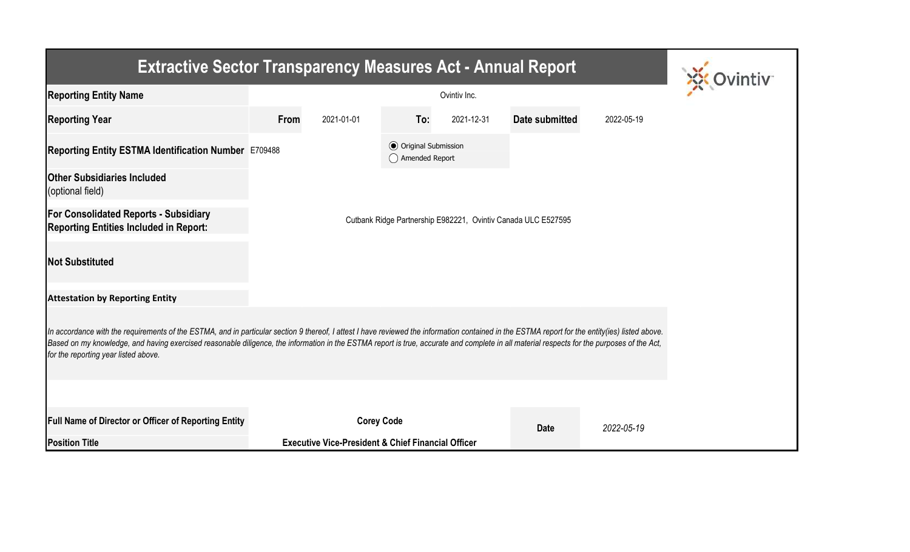# Extractive Sector Transparency Measures Act - Annual Report

| | | | | | | |
|---|---|---|---|---|---|---|
| **Reporting Entity Name** | Ovintiv Inc. | | | | | |
| **Reporting Year** | **From** | 2021-01-01 | **To:** | 2021-12-31 | **Date submitted** | 2022-05-19 |
| **Reporting Entity ESTMA Identification Number** | E709488 | | (●) Original Submission ( ) Amended Report | | | |
| **Other Subsidiaries Included** (optional field) | | | | | | |
| **For Consolidated Reports - Subsidiary Reporting Entities Included in Report:** | Cutbank Ridge Partnership E982221, Ovintiv Canada ULC E527595 | | | | | |
| **Not Substituted** | | | | | | |

**Attestation by Reporting Entity**

*In accordance with the requirements of the ESTMA, and in particular section 9 thereof, I attest I have reviewed the information contained in the ESTMA report for the entity(ies) listed above. Based on my knowledge, and having exercised reasonable diligence, the information in the ESTMA report is true, accurate and complete in all material respects for the purposes of the Act, for the reporting year listed above.*

| | | | |
|---|---|---|---|
| **Full Name of Director or Officer of Reporting Entity** | **Corey Code** | **Date** | *2022-05-19* |
| **Position Title** | **Executive Vice-President & Chief Financial Officer** | | |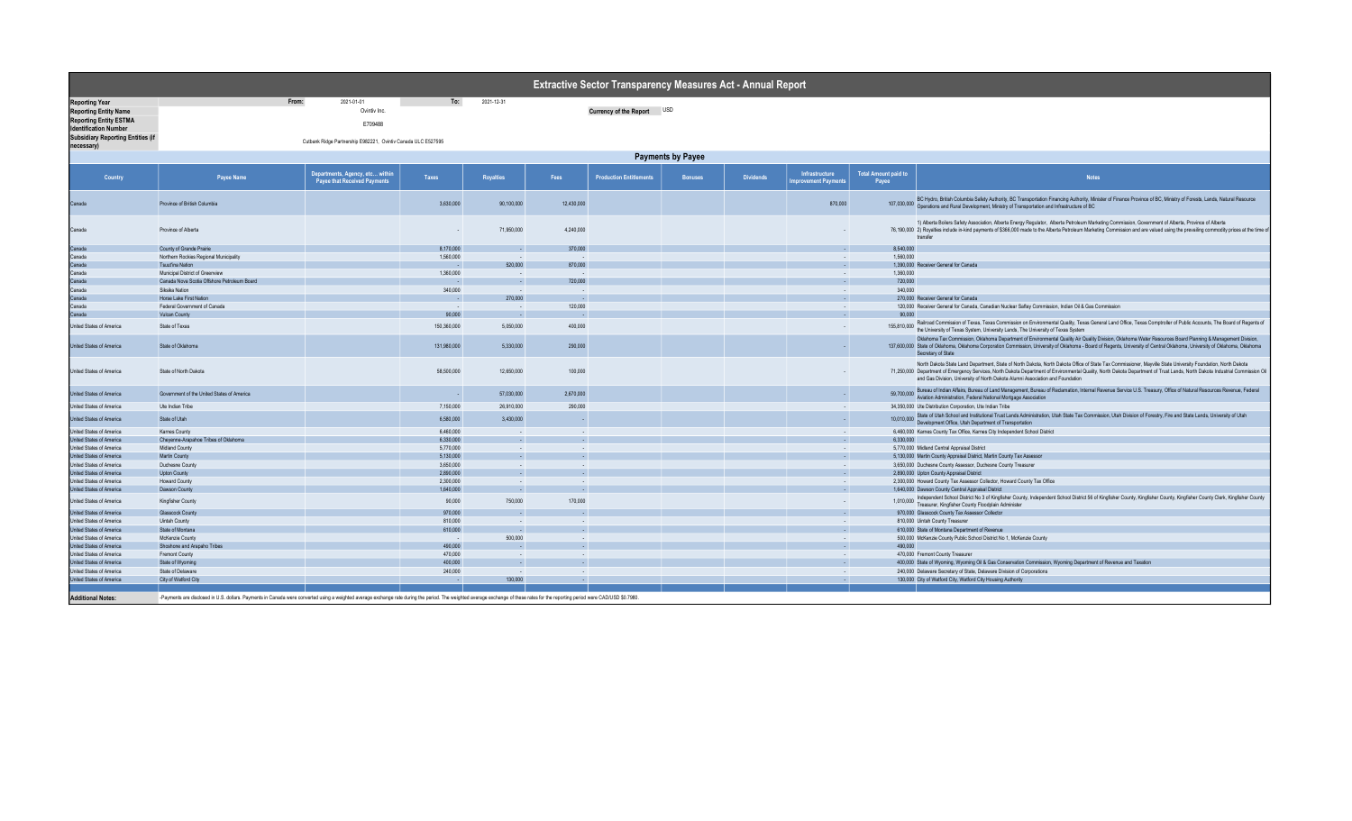# Extractive Sector Transparency Measures Act - Annual Report

| | | | | |
|---|---|---|---|---|
| **Reporting Year** | From: | 2021-01-01 | To: | 2021-12-31 |
| **Reporting Entity Name** | Ovintiv Inc. | | **Currency of the Report** | USD |
| **Reporting Entity ESTMA Identification Number** | E709488 | | | |
| **Subsidiary Reporting Entities (if necessary)** | Cutbank Ridge Partnership E982221; Ovintiv Canada ULC E527595 | | | |

## Payments by Payee

| Country | Payee Name | Departments, Agency, etc... within Payee that Received Payments | Taxes | Royalties | Fees | Production Entitlements | Bonuses | Dividends | Infrastructure Improvement Payments | Total Amount paid to Payee | Notes |
|---|---|---|---|---|---|---|---|---|---|---|---|
| Canada | Province of British Columbia | | 3,630,000 | 90,100,000 | 12,430,000 | | | | 870,000 | 107,030,000 | BC Hydro, British Columbia Safety Authority, BC Transportation Financing Authority, Minister of Finance Province of BC, Ministry of Forests, Lands, Natural Resource Operations and Rural Development, Ministry of Transportation and Infrastructure of BC |
| Canada | Province of Alberta | | - | 71,950,000 | 4,240,000 | | | | - | 76,190,000 | 1) Alberta Boilers Safety Association, Alberta Energy Regulator, Alberta Petroleum Marketing Commission, Government of Alberta, Province of Alberta 2) Royalties include in-kind payments of $366,000 made to the Alberta Petroleum Marketing Commission and are valued using the prevailing commodity prices at the time of transfer |
| Canada | County of Grande Prairie | | 8,170,000 | - | 370,000 | | | | - | 8,540,000 | |
| Canada | Northern Rockies Regional Municipality | | 1,560,000 | - | - | | | | - | 1,560,000 | |
| Canada | Tsuut'ina Nation | | - | 520,000 | 870,000 | | | | - | 1,390,000 | Receiver General for Canada |
| Canada | Municipal District of Greenview | | 1,360,000 | - | - | | | | - | 1,360,000 | |
| Canada | Canada Nova Scotia Offshore Petroleum Board | | - | - | 720,000 | | | | - | 720,000 | |
| Canada | Siksika Nation | | 340,000 | - | - | | | | - | 340,000 | |
| Canada | Horse Lake First Nation | | - | 270,000 | - | | | | - | 270,000 | Receiver General for Canada |
| Canada | Federal Government of Canada | | - | - | 120,000 | | | | - | 120,000 | Receiver General for Canada, Canadian Nuclear Saftey Commission, Indian Oil & Gas Commission |
| Canada | Vulcan County | | 90,000 | - | - | | | | - | 90,000 | |
| United States of America | State of Texas | | 150,360,000 | 5,050,000 | 400,000 | | | | - | 155,810,000 | Railroad Commission of Texas, Texas Commission on Environmental Quality, Texas General Land Office, Texas Comptroller of Public Accounts, The Board of Regents of the University of Texas System, University Lands, The University of Texas System |
| United States of America | State of Oklahoma | | 131,980,000 | 5,330,000 | 290,000 | | | | - | 137,600,000 | Oklahoma Tax Commission, Oklahoma Department of Environmental Quality Air Quality Division, Oklahoma Water Resources Board Planning & Management Division, State of Oklahoma, Oklahoma Corporation Commission, University of Oklahoma - Board of Regents, University of Central Oklahoma, University of Oklahoma, Oklahoma Secretary of State |
| United States of America | State of North Dakota | | 58,500,000 | 12,650,000 | 100,000 | | | | - | 71,250,000 | North Dakota State Land Department, State of North Dakota, North Dakota Office of State Tax Commissioner, Mayville State University Foundation, North Dakota Department of Emergency Services, North Dakota Department of Environmental Quality, North Dakota Department of Trust Lands, North Dakota Industrial Commission Oil and Gas Division, University of North Dakota Alumni Association and Foundation |
| United States of America | Government of the United States of America | | - | 57,030,000 | 2,670,000 | | | | - | 59,700,000 | Bureau of Indian Affairs, Bureau of Land Management, Bureau of Reclamation, Internal Revenue Service U.S. Treasury, Office of Natural Resources Revenue, Federal Aviation Administration, Federal National Mortgage Association |
| United States of America | Ute Indian Tribe | | 7,150,000 | 26,910,000 | 290,000 | | | | - | 34,350,000 | Ute Distribution Corporation, Ute Indian Tribe |
| United States of America | State of Utah | | 6,580,000 | 3,430,000 | - | | | | - | 10,010,000 | State of Utah School and Institutional Trust Lands Administration, Utah State Tax Commission, Utah Division of Forestry, Fire and State Lands, University of Utah Development Office, Utah Department of Transportation |
| United States of America | Karnes County | | 6,460,000 | - | - | | | | - | 6,460,000 | Karnes County Tax Office, Karnes City Independent School District |
| United States of America | Cheyenne-Arapahoe Tribes of Oklahoma | | 6,330,000 | - | - | | | | - | 6,330,000 | |
| United States of America | Midland County | | 5,770,000 | - | - | | | | - | 5,770,000 | Midland Central Appraisal District |
| United States of America | Martin County | | 5,130,000 | - | - | | | | - | 5,130,000 | Martin County Appraisal District, Martin County Tax Assessor |
| United States of America | Duchesne County | | 3,650,000 | - | - | | | | - | 3,650,000 | Duchesne County Assessor, Duchesne County Treasurer |
| United States of America | Upton County | | 2,890,000 | - | - | | | | - | 2,890,000 | Upton County Appraisal District |
| United States of America | Howard County | | 2,300,000 | - | - | | | | - | 2,300,000 | Howard County Tax Assessor Collector, Howard County Tax Office |
| United States of America | Dawson County | | 1,640,000 | - | - | | | | - | 1,640,000 | Dawson County Central Appraisal District |
| United States of America | Kingfisher County | | 90,000 | 750,000 | 170,000 | | | | - | 1,010,000 | Independent School District No 3 of Kingfisher County, Independent School District 56 of Kingfisher County, Kingfisher County, Kingfisher County Clerk, Kingfisher County Treasurer, Kingfisher County Floodplain Administer |
| United States of America | Glasscock County | | 970,000 | - | - | | | | - | 970,000 | Glasscock County Tax Assessor Collector |
| United States of America | Uintah County | | 810,000 | - | - | | | | - | 810,000 | Uintah County Treasurer |
| United States of America | State of Montana | | 610,000 | - | - | | | | - | 610,000 | State of Montana Department of Revenue |
| United States of America | McKenzie County | | - | 500,000 | - | | | | - | 500,000 | McKenzie County Public School District No 1, McKenzie County |
| United States of America | Shoshone and Arapaho Tribes | | 490,000 | - | - | | | | - | 490,000 | |
| United States of America | Fremont County | | 470,000 | - | - | | | | - | 470,000 | Fremont County Treasurer |
| United States of America | State of Wyoming | | 400,000 | - | - | | | | - | 400,000 | State of Wyoming, Wyoming Oil & Gas Conservation Commission, Wyoming Department of Revenue and Taxation |
| United States of America | State of Delaware | | 240,000 | - | - | | | | - | 240,000 | Delaware Secretary of State, Delaware Division of Corporations |
| United States of America | City of Watford City | | - | 130,000 | - | | | | - | 130,000 | City of Watford City, Watford City Housing Authority |

**Additional Notes:** -Payments are disclosed in U.S. dollars. Payments in Canada were converted using a weighted average exchange rate during the period. The weighted average exchange of these rates for the reporting period were CAD/USD $0.7980.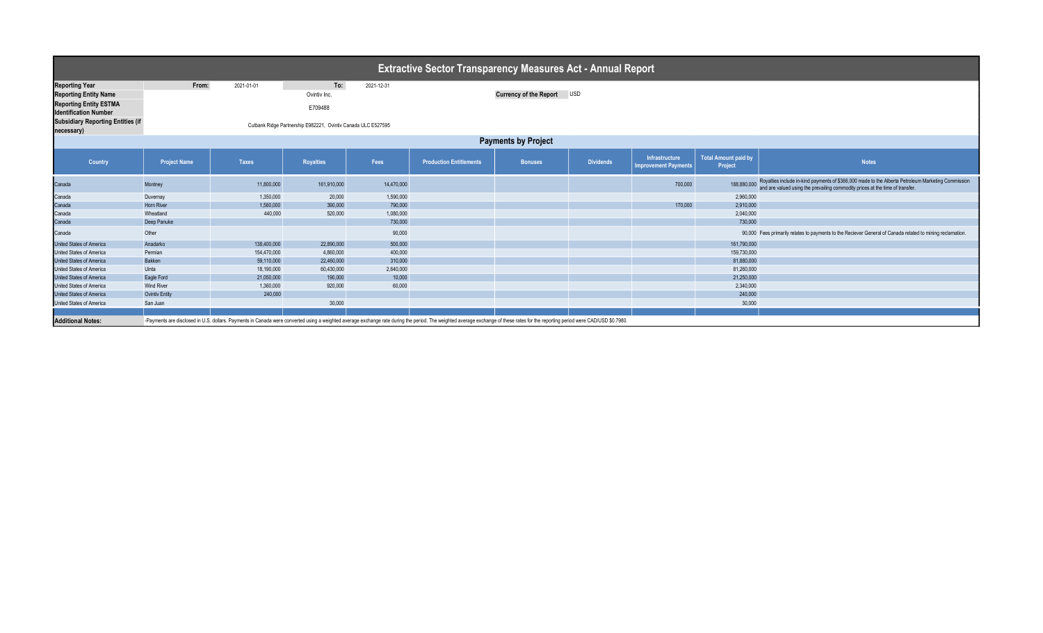# Extractive Sector Transparency Measures Act - Annual Report

| | | | | |
|---|---|---|---|---|
| **Reporting Year** | From: | 2021-01-01 | To: | 2021-12-31 |
| **Reporting Entity Name** | Ovintiv Inc. | | **Currency of the Report** | USD |
| **Reporting Entity ESTMA Identification Number** | E709488 | | | |
| **Subsidiary Reporting Entities (if necessary)** | Cutbank Ridge Partnership E982221, Ovintiv Canada ULC E527595 | | | |

## Payments by Project

| Country | Project Name | Taxes | Royalties | Fees | Production Entitlements | Bonuses | Dividends | Infrastructure Improvement Payments | Total Amount paid by Project | Notes |
|---|---|---|---|---|---|---|---|---|---|---|
| Canada | Montney | 11,800,000 | 161,910,000 | 14,470,000 | | | | 700,000 | 188,880,000 | Royalties include in-kind payments of $366,000 made to the Alberta Petroleum Marketing Commission and are valued using the prevailing commodity prices at the time of transfer. |
| Canada | Duvernay | 1,350,000 | 20,000 | 1,590,000 | | | | | 2,960,000 | |
| Canada | Horn River | 1,560,000 | 390,000 | 790,000 | | | | 170,000 | 2,910,000 | |
| Canada | Wheatland | 440,000 | 520,000 | 1,080,000 | | | | | 2,040,000 | |
| Canada | Deep Panuke | | | 730,000 | | | | | 730,000 | |
| Canada | Other | | | 90,000 | | | | | 90,000 | Fees primarily relates to payments to the Reciever General of Canada related to mining reclamation. |
| United States of America | Anadarko | 138,400,000 | 22,890,000 | 500,000 | | | | | 161,790,000 | |
| United States of America | Permian | 154,470,000 | 4,860,000 | 400,000 | | | | | 159,730,000 | |
| United States of America | Bakken | 59,110,000 | 22,460,000 | 310,000 | | | | | 81,880,000 | |
| United States of America | Uinta | 18,190,000 | 60,430,000 | 2,640,000 | | | | | 81,260,000 | |
| United States of America | Eagle Ford | 21,050,000 | 190,000 | 10,000 | | | | | 21,250,000 | |
| United States of America | Wind River | 1,360,000 | 920,000 | 60,000 | | | | | 2,340,000 | |
| United States of America | Ovintiv Entity | 240,000 | | | | | | | 240,000 | |
| United States of America | San Juan | | 30,000 | | | | | | 30,000 | |

**Additional Notes:** -Payments are disclosed in U.S. dollars. Payments in Canada were converted using a weighted average exchange rate during the period. The weighted average exchange of these rates for the reporting period were CAD/USD $0.7980.